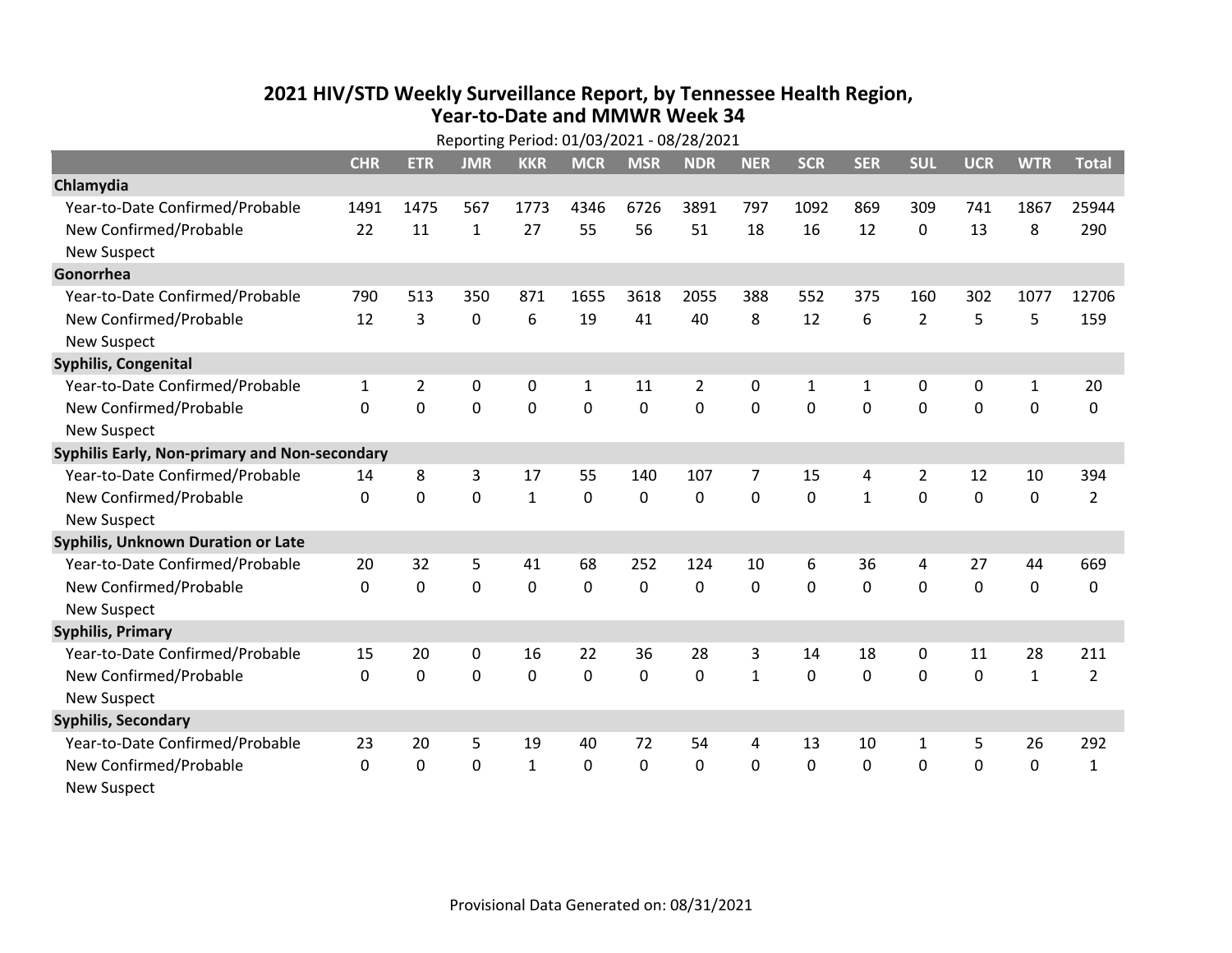# 2021 HIV/STD Weekly Surveillance Report, by Tennessee Health Region, Year-to-Date and MMWR Week 34

Reporting Period: 01/03/2021 - 08/28/2021

| | CHR | ETR | JMR | KKR | MCR | MSR | NDR | NER | SCR | SER | SUL | UCR | WTR | Total |
|---|---|---|---|---|---|---|---|---|---|---|---|---|---|---|
| **Chlamydia** | | | | | | | | | | | | | | |
| Year-to-Date Confirmed/Probable | 1491 | 1475 | 567 | 1773 | 4346 | 6726 | 3891 | 797 | 1092 | 869 | 309 | 741 | 1867 | 25944 |
| New Confirmed/Probable | 22 | 11 | 1 | 27 | 55 | 56 | 51 | 18 | 16 | 12 | 0 | 13 | 8 | 290 |
| New Suspect | | | | | | | | | | | | | | |
| **Gonorrhea** | | | | | | | | | | | | | | |
| Year-to-Date Confirmed/Probable | 790 | 513 | 350 | 871 | 1655 | 3618 | 2055 | 388 | 552 | 375 | 160 | 302 | 1077 | 12706 |
| New Confirmed/Probable | 12 | 3 | 0 | 6 | 19 | 41 | 40 | 8 | 12 | 6 | 2 | 5 | 5 | 159 |
| New Suspect | | | | | | | | | | | | | | |
| **Syphilis, Congenital** | | | | | | | | | | | | | | |
| Year-to-Date Confirmed/Probable | 1 | 2 | 0 | 0 | 1 | 11 | 2 | 0 | 1 | 1 | 0 | 0 | 1 | 20 |
| New Confirmed/Probable | 0 | 0 | 0 | 0 | 0 | 0 | 0 | 0 | 0 | 0 | 0 | 0 | 0 | 0 |
| New Suspect | | | | | | | | | | | | | | |
| **Syphilis Early, Non-primary and Non-secondary** | | | | | | | | | | | | | | |
| Year-to-Date Confirmed/Probable | 14 | 8 | 3 | 17 | 55 | 140 | 107 | 7 | 15 | 4 | 2 | 12 | 10 | 394 |
| New Confirmed/Probable | 0 | 0 | 0 | 1 | 0 | 0 | 0 | 0 | 0 | 1 | 0 | 0 | 0 | 2 |
| New Suspect | | | | | | | | | | | | | | |
| **Syphilis, Unknown Duration or Late** | | | | | | | | | | | | | | |
| Year-to-Date Confirmed/Probable | 20 | 32 | 5 | 41 | 68 | 252 | 124 | 10 | 6 | 36 | 4 | 27 | 44 | 669 |
| New Confirmed/Probable | 0 | 0 | 0 | 0 | 0 | 0 | 0 | 0 | 0 | 0 | 0 | 0 | 0 | 0 |
| New Suspect | | | | | | | | | | | | | | |
| **Syphilis, Primary** | | | | | | | | | | | | | | |
| Year-to-Date Confirmed/Probable | 15 | 20 | 0 | 16 | 22 | 36 | 28 | 3 | 14 | 18 | 0 | 11 | 28 | 211 |
| New Confirmed/Probable | 0 | 0 | 0 | 0 | 0 | 0 | 0 | 1 | 0 | 0 | 0 | 0 | 1 | 2 |
| New Suspect | | | | | | | | | | | | | | |
| **Syphilis, Secondary** | | | | | | | | | | | | | | |
| Year-to-Date Confirmed/Probable | 23 | 20 | 5 | 19 | 40 | 72 | 54 | 4 | 13 | 10 | 1 | 5 | 26 | 292 |
| New Confirmed/Probable | 0 | 0 | 0 | 1 | 0 | 0 | 0 | 0 | 0 | 0 | 0 | 0 | 0 | 1 |
| New Suspect | | | | | | | | | | | | | | |

Provisional Data Generated on: 08/31/2021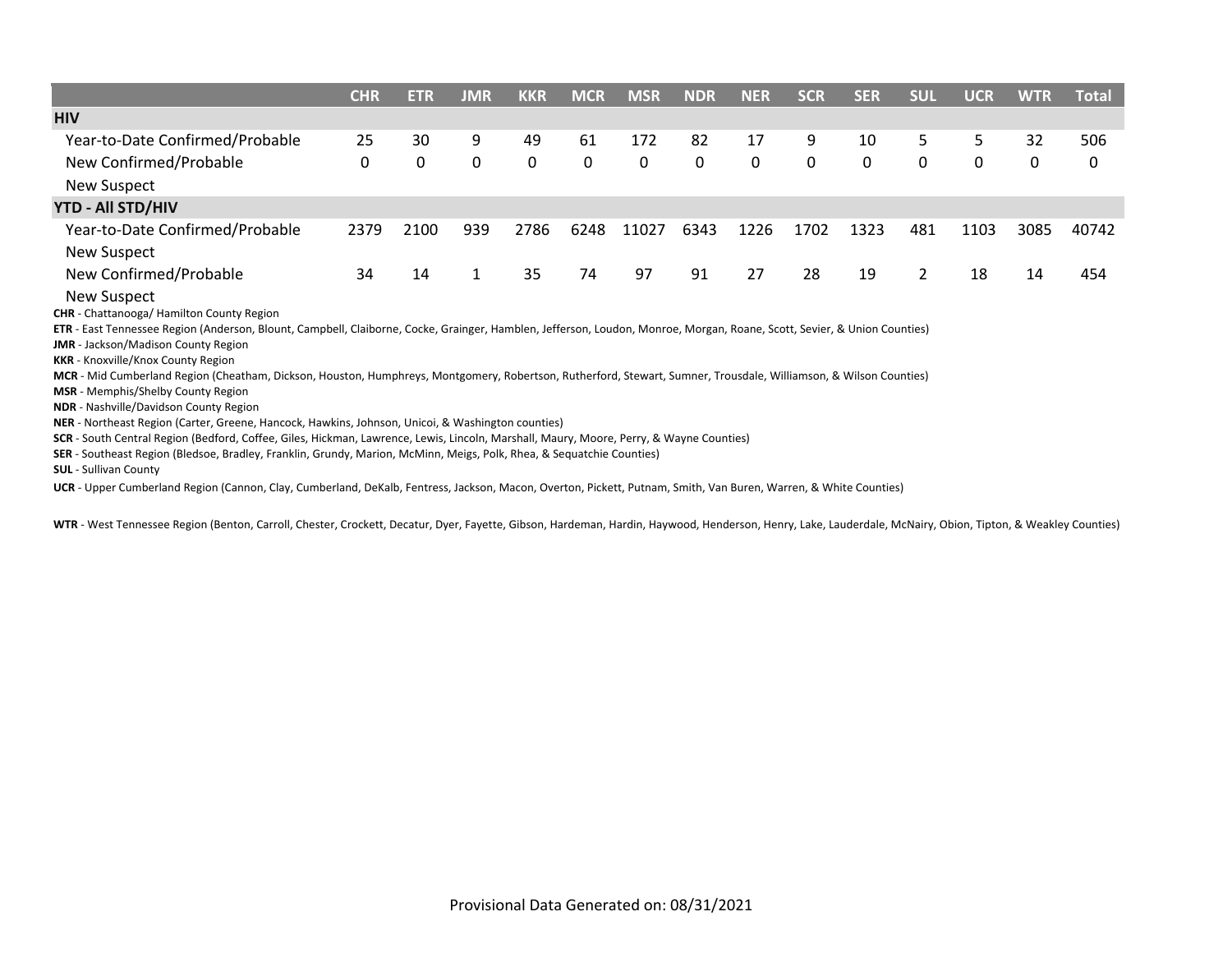| | CHR | ETR | JMR | KKR | MCR | MSR | NDR | NER | SCR | SER | SUL | UCR | WTR | Total |
|---|---|---|---|---|---|---|---|---|---|---|---|---|---|---|
| **HIV** | | | | | | | | | | | | | | |
| Year-to-Date Confirmed/Probable | 25 | 30 | 9 | 49 | 61 | 172 | 82 | 17 | 9 | 10 | 5 | 5 | 32 | 506 |
| New Confirmed/Probable | 0 | 0 | 0 | 0 | 0 | 0 | 0 | 0 | 0 | 0 | 0 | 0 | 0 | 0 |
| New Suspect | | | | | | | | | | | | | | |
| **YTD - All STD/HIV** | | | | | | | | | | | | | | |
| Year-to-Date Confirmed/Probable | 2379 | 2100 | 939 | 2786 | 6248 | 11027 | 6343 | 1226 | 1702 | 1323 | 481 | 1103 | 3085 | 40742 |
| New Suspect | | | | | | | | | | | | | | |
| New Confirmed/Probable | 34 | 14 | 1 | 35 | 74 | 97 | 91 | 27 | 28 | 19 | 2 | 18 | 14 | 454 |
| New Suspect | | | | | | | | | | | | | | |

**CHR** - Chattanooga/ Hamilton County Region

**ETR** - East Tennessee Region (Anderson, Blount, Campbell, Claiborne, Cocke, Grainger, Hamblen, Jefferson, Loudon, Monroe, Morgan, Roane, Scott, Sevier, & Union Counties)

**JMR** - Jackson/Madison County Region

**KKR** - Knoxville/Knox County Region

**MCR** - Mid Cumberland Region (Cheatham, Dickson, Houston, Humphreys, Montgomery, Robertson, Rutherford, Stewart, Sumner, Trousdale, Williamson, & Wilson Counties)

**MSR** - Memphis/Shelby County Region

**NDR** - Nashville/Davidson County Region

**NER** - Northeast Region (Carter, Greene, Hancock, Hawkins, Johnson, Unicoi, & Washington counties)

**SCR** - South Central Region (Bedford, Coffee, Giles, Hickman, Lawrence, Lewis, Lincoln, Marshall, Maury, Moore, Perry, & Wayne Counties)

**SER** - Southeast Region (Bledsoe, Bradley, Franklin, Grundy, Marion, McMinn, Meigs, Polk, Rhea, & Sequatchie Counties)

**SUL** - Sullivan County

**UCR** - Upper Cumberland Region (Cannon, Clay, Cumberland, DeKalb, Fentress, Jackson, Macon, Overton, Pickett, Putnam, Smith, Van Buren, Warren, & White Counties)

**WTR** - West Tennessee Region (Benton, Carroll, Chester, Crockett, Decatur, Dyer, Fayette, Gibson, Hardeman, Hardin, Haywood, Henderson, Henry, Lake, Lauderdale, McNairy, Obion, Tipton, & Weakley Counties)

Provisional Data Generated on: 08/31/2021